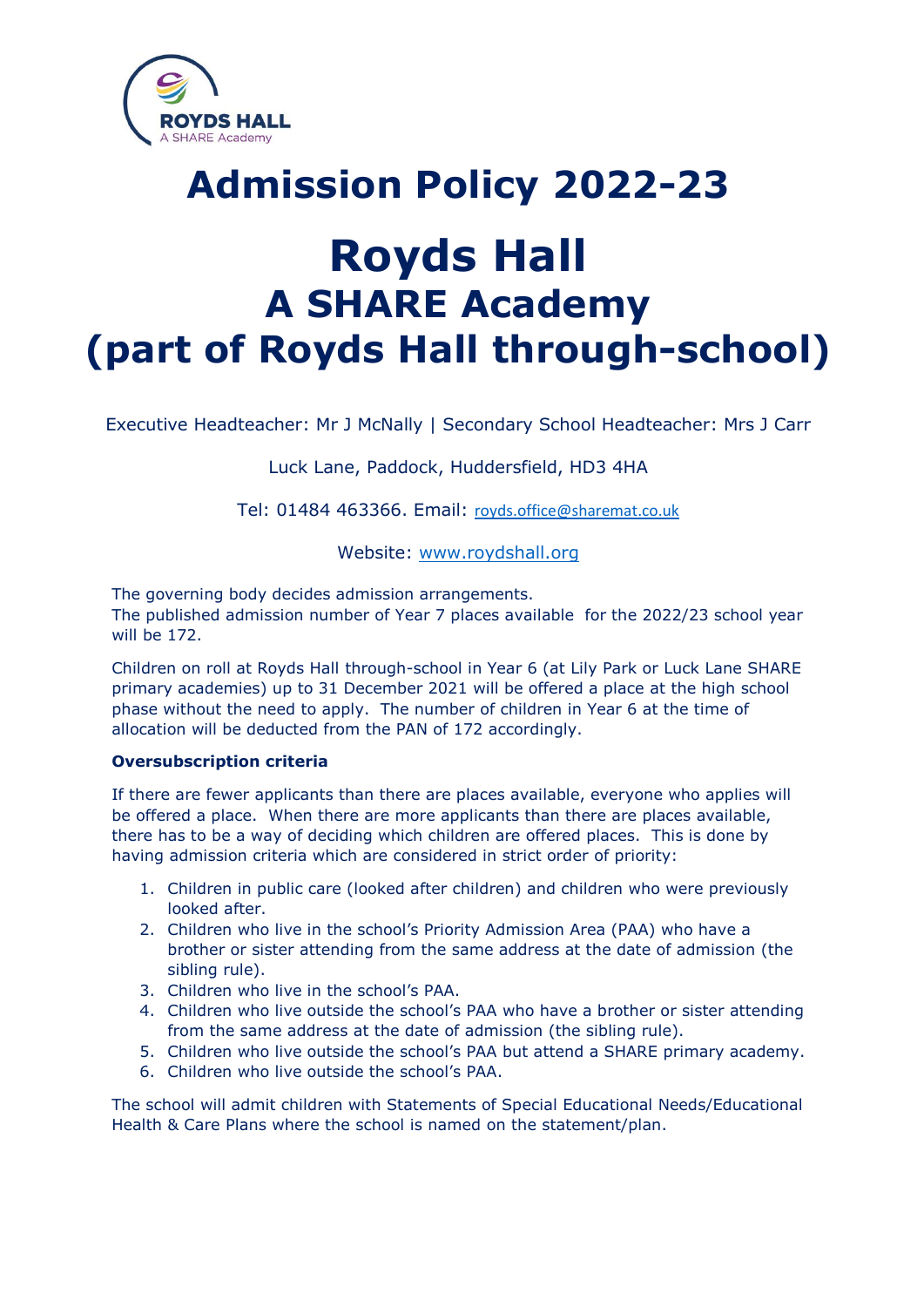ROYDS HALL
A SHARE Academy

# Admission Policy 2022-23

# Royds Hall
## A SHARE Academy
## (part of Royds Hall through-school)

Executive Headteacher: Mr J McNally | Secondary School Headteacher: Mrs J Carr

Luck Lane, Paddock, Huddersfield, HD3 4HA

Tel: 01484 463366. Email: royds.office@sharemat.co.uk

Website: www.roydshall.org

The governing body decides admission arrangements.
The published admission number of Year 7 places available for the 2022/23 school year will be 172.

Children on roll at Royds Hall through-school in Year 6 (at Lily Park or Luck Lane SHARE primary academies) up to 31 December 2021 will be offered a place at the high school phase without the need to apply. The number of children in Year 6 at the time of allocation will be deducted from the PAN of 172 accordingly.

**Oversubscription criteria**

If there are fewer applicants than there are places available, everyone who applies will be offered a place. When there are more applicants than there are places available, there has to be a way of deciding which children are offered places. This is done by having admission criteria which are considered in strict order of priority:

1. Children in public care (looked after children) and children who were previously looked after.
2. Children who live in the school's Priority Admission Area (PAA) who have a brother or sister attending from the same address at the date of admission (the sibling rule).
3. Children who live in the school's PAA.
4. Children who live outside the school's PAA who have a brother or sister attending from the same address at the date of admission (the sibling rule).
5. Children who live outside the school's PAA but attend a SHARE primary academy.
6. Children who live outside the school's PAA.

The school will admit children with Statements of Special Educational Needs/Educational Health & Care Plans where the school is named on the statement/plan.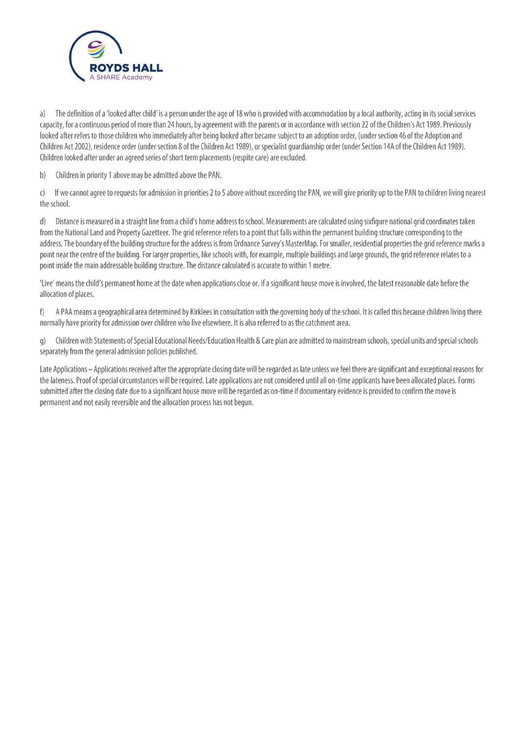a) The definition of a 'looked after child' is a person under the age of 18 who is provided with accommodation by a local authority, acting in its social services capacity, for a continuous period of more than 24 hours, by agreement with the parents or in accordance with section 22 of the Children's Act 1989. Previously looked after refers to those children who immediately after being looked after became subject to an adoption order, (under section 46 of the Adoption and Children Act 2002), residence order (under section 8 of the Children Act 1989), or specialist guardianship order (under Section 14A of the Children Act 1989). Children looked after under an agreed series of short term placements (respite care) are excluded.

b) Children in priority 1 above may be admitted above the PAN.

c) If we cannot agree to requests for admission in priorities 2 to 5 above without exceeding the PAN, we will give priority up to the PAN to children living nearest the school.

d) Distance is measured in a straight line from a child's home address to school. Measurements are calculated using sixfigure national grid coordinates taken from the National Land and Property Gazetteer. The grid reference refers to a point that falls within the permanent building structure corresponding to the address. The boundary of the building structure for the address is from Ordnance Survey's MasterMap. For smaller, residential properties the grid reference marks a point near the centre of the building. For larger properties, like schools with, for example, multiple buildings and large grounds, the grid reference relates to a point inside the main addressable building structure. The distance calculated is accurate to within 1 metre.

'Live' means the child's permanent home at the date when applications close or, if a significant house move is involved, the latest reasonable date before the allocation of places.

f) A PAA means a geographical area determined by Kirklees in consultation with the governing body of the school. It is called this because children living there normally have priority for admission over children who live elsewhere. It is also referred to as the catchment area.

g) Children with Statements of Special Educational Needs/Education Health & Care plan are admitted to mainstream schools, special units and special schools separately from the general admission policies published.

Late Applications – Applications received after the appropriate closing date will be regarded as late unless we feel there are significant and exceptional reasons for the lateness. Proof of special circumstances will be required. Late applications are not considered until all on-time applicants have been allocated places. Forms submitted after the closing date due to a significant house move will be regarded as on-time if documentary evidence is provided to confirm the move is permanent and not easily reversible and the allocation process has not begun.